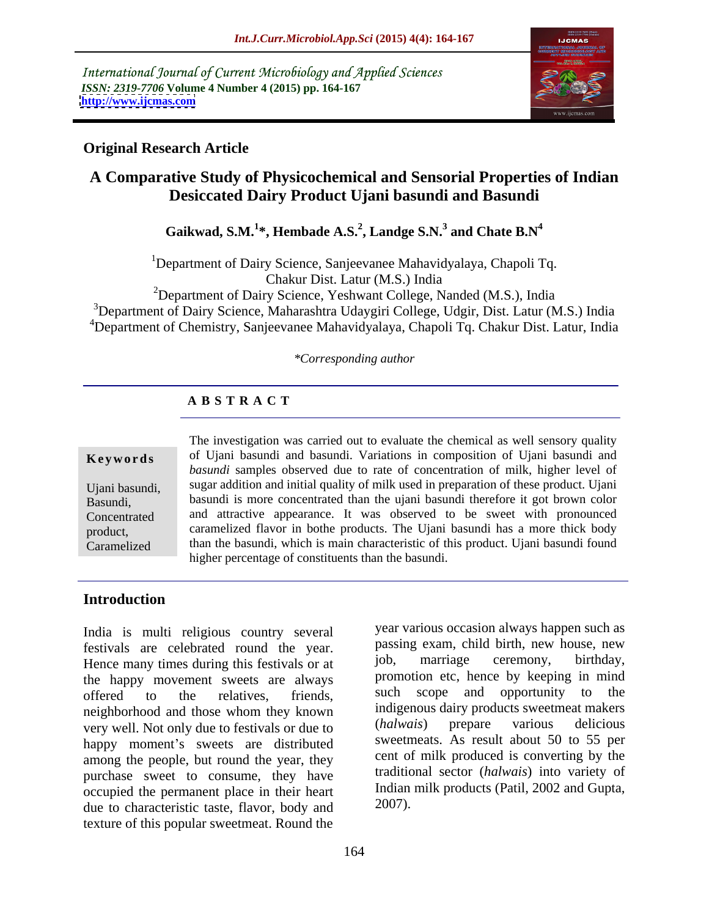International Journal of Current Microbiology and Applied Sciences
*ISSN: 2319-7706* **Volume 4 Number 4 (2015) pp. 164-167**
**http://www.ijcmas.com**

**Original Research Article**

# A Comparative Study of Physicochemical and Sensorial Properties of Indian Desiccated Dairy Product Ujani basundi and Basundi

**Gaikwad, S.M.[1]\*, Hembade A.S.[2], Landge S.N.[3] and Chate B.N[4]**

[1]Department of Dairy Science, Sanjeevanee Mahavidyalaya, Chapoli Tq. Chakur Dist. Latur (M.S.) India
[2]Department of Dairy Science, Yeshwant College, Nanded (M.S.), India
[3]Department of Dairy Science, Maharashtra Udaygiri College, Udgir, Dist. Latur (M.S.) India
[4]Department of Chemistry, Sanjeevanee Mahavidyalaya, Chapoli Tq. Chakur Dist. Latur, India

*\*Corresponding author*

**A B S T R A C T**

**Keywords**

Ujani basundi, Basundi, Concentrated product, Caramelized

The investigation was carried out to evaluate the chemical as well sensory quality of Ujani basundi and basundi. Variations in composition of Ujani basundi and *basundi* samples observed due to rate of concentration of milk, higher level of sugar addition and initial quality of milk used in preparation of these product. Ujani basundi is more concentrated than the ujani basundi therefore it got brown color and attractive appearance. It was observed to be sweet with pronounced caramelized flavor in bothe products. The Ujani basundi has a more thick body than the basundi, which is main characteristic of this product. Ujani basundi found higher percentage of constituents than the basundi.

## Introduction

India is multi religious country several festivals are celebrated round the year. Hence many times during this festivals or at the happy movement sweets are always offered to the relatives, friends, neighborhood and those whom they known very well. Not only due to festivals or due to happy moment's sweets are distributed among the people, but round the year, they purchase sweet to consume, they have occupied the permanent place in their heart due to characteristic taste, flavor, body and texture of this popular sweetmeat. Round the year various occasion always happen such as passing exam, child birth, new house, new job, marriage ceremony, birthday, promotion etc, hence by keeping in mind such scope and opportunity to the indigenous dairy products sweetmeat makers (*halwais*) prepare various delicious sweetmeats. As result about 50 to 55 per cent of milk produced is converting by the traditional sector (*halwais*) into variety of Indian milk products (Patil, 2002 and Gupta, 2007).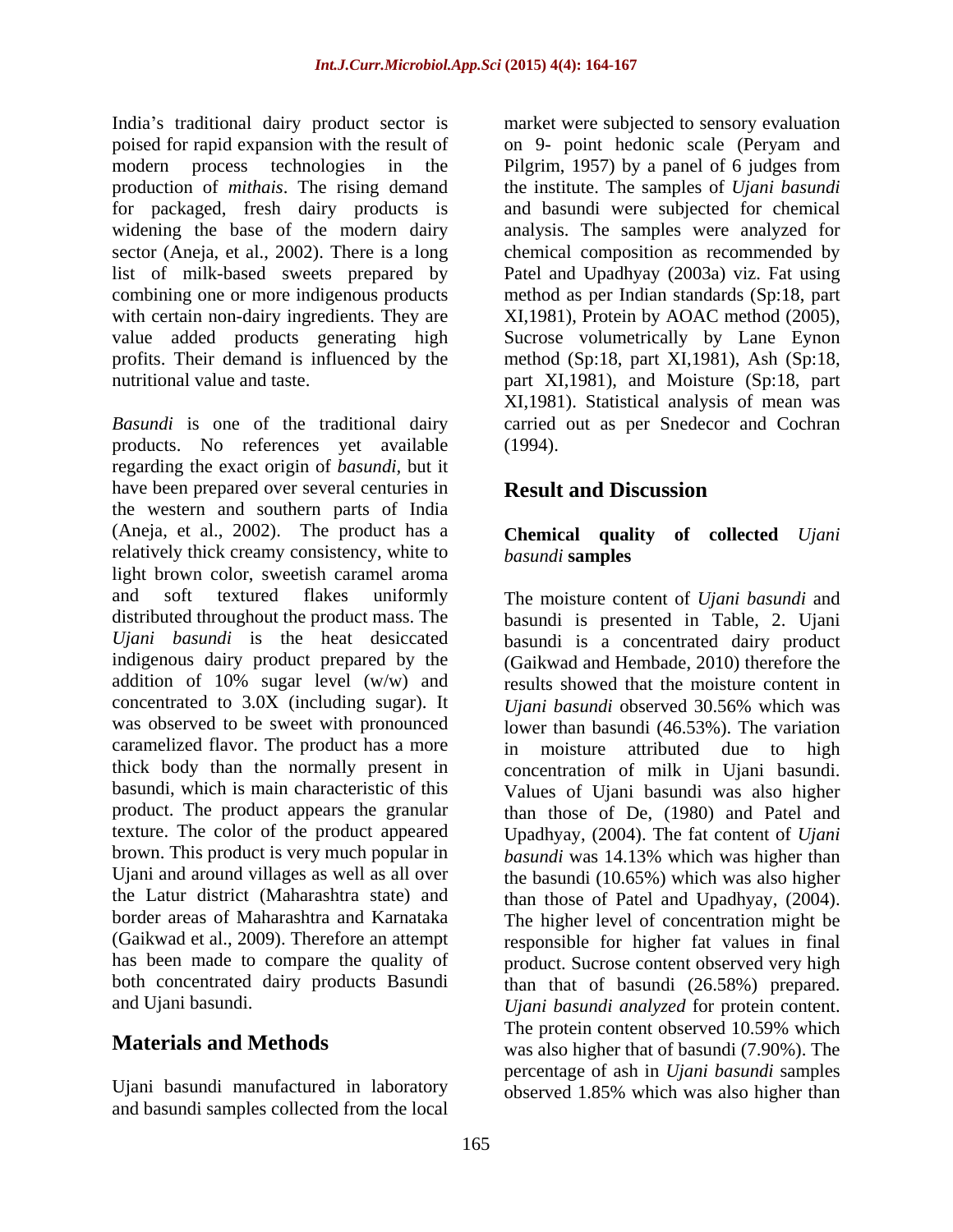India's traditional dairy product sector is poised for rapid expansion with the result of modern process technologies in the production of *mithais*. The rising demand for packaged, fresh dairy products is widening the base of the modern dairy sector (Aneja, et al., 2002). There is a long list of milk-based sweets prepared by combining one or more indigenous products with certain non-dairy ingredients. They are value added products generating high profits. Their demand is influenced by the nutritional value and taste.

*Basundi* is one of the traditional dairy products. No references yet available regarding the exact origin of *basundi*, but it have been prepared over several centuries in the western and southern parts of India (Aneja, et al., 2002). The product has a relatively thick creamy consistency, white to light brown color, sweetish caramel aroma and soft textured flakes uniformly distributed throughout the product mass. The *Ujani basundi* is the heat desiccated indigenous dairy product prepared by the addition of 10% sugar level (w/w) and concentrated to 3.0X (including sugar). It was observed to be sweet with pronounced caramelized flavor. The product has a more thick body than the normally present in basundi, which is main characteristic of this product. The product appears the granular texture. The color of the product appeared brown. This product is very much popular in Ujani and around villages as well as all over the Latur district (Maharashtra state) and border areas of Maharashtra and Karnataka (Gaikwad et al., 2009). Therefore an attempt has been made to compare the quality of both concentrated dairy products Basundi and Ujani basundi.

## Materials and Methods

Ujani basundi manufactured in laboratory and basundi samples collected from the local market were subjected to sensory evaluation on 9- point hedonic scale (Peryam and Pilgrim, 1957) by a panel of 6 judges from the institute. The samples of *Ujani basundi* and basundi were subjected for chemical analysis. The samples were analyzed for chemical composition as recommended by Patel and Upadhyay (2003a) viz. Fat using method as per Indian standards (Sp:18, part XI,1981), Protein by AOAC method (2005), Sucrose volumetrically by Lane Eynon method (Sp:18, part XI,1981), Ash (Sp:18, part XI,1981), and Moisture (Sp:18, part XI,1981). Statistical analysis of mean was carried out as per Snedecor and Cochran (1994).

## Result and Discussion

### Chemical quality of collected *Ujani basundi* samples

The moisture content of *Ujani basundi* and basundi is presented in Table, 2. Ujani basundi is a concentrated dairy product (Gaikwad and Hembade, 2010) therefore the results showed that the moisture content in *Ujani basundi* observed 30.56% which was lower than basundi (46.53%). The variation in moisture attributed due to high concentration of milk in Ujani basundi. Values of Ujani basundi was also higher than those of De, (1980) and Patel and Upadhyay, (2004). The fat content of *Ujani basundi* was 14.13% which was higher than the basundi (10.65%) which was also higher than those of Patel and Upadhyay, (2004). The higher level of concentration might be responsible for higher fat values in final product. Sucrose content observed very high than that of basundi (26.58%) prepared. *Ujani basundi analyzed* for protein content. The protein content observed 10.59% which was also higher that of basundi (7.90%). The percentage of ash in *Ujani basundi* samples observed 1.85% which was also higher than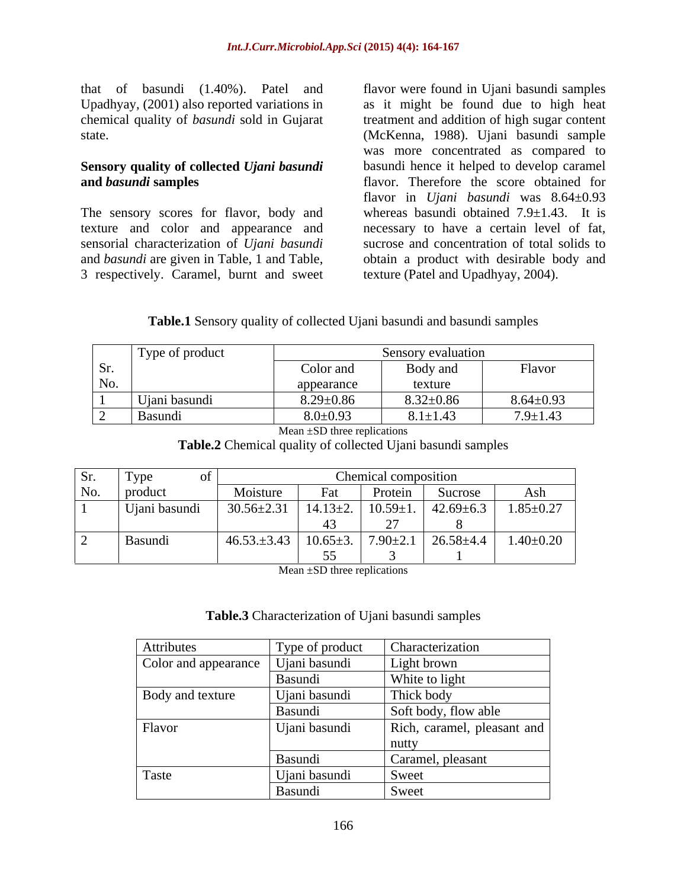that of basundi (1.40%). Patel and Upadhyay, (2001) also reported variations in chemical quality of *basundi* sold in Gujarat state.

**Sensory quality of collected *Ujani basundi* and *basundi* samples**

The sensory scores for flavor, body and texture and color and appearance and sensorial characterization of *Ujani basundi* and *basundi* are given in Table, 1 and Table, 3 respectively. Caramel, burnt and sweet flavor were found in Ujani basundi samples as it might be found due to high heat treatment and addition of high sugar content (McKenna, 1988). Ujani basundi sample was more concentrated as compared to basundi hence it helped to develop caramel flavor. Therefore the score obtained for flavor in *Ujani basundi* was 8.64±0.93 whereas basundi obtained 7.9±1.43. It is necessary to have a certain level of fat, sucrose and concentration of total solids to obtain a product with desirable body and texture (Patel and Upadhyay, 2004).

**Table.1** Sensory quality of collected Ujani basundi and basundi samples

| Sr. No. | Type of product | Sensory evaluation | | |
|---|---|---|---|---|
| | | Color and appearance | Body and texture | Flavor |
| 1 | Ujani basundi | 8.29±0.86 | 8.32±0.86 | 8.64±0.93 |
| 2 | Basundi | 8.0±0.93 | 8.1±1.43 | 7.9±1.43 |

Mean ±SD three replications

**Table.2** Chemical quality of collected Ujani basundi samples

| Sr. No. | Type of product | Chemical composition | | | | |
|---|---|---|---|---|---|---|
| | | Moisture | Fat | Protein | Sucrose | Ash |
| 1 | Ujani basundi | 30.56±2.31 | 14.13±2.43 | 10.59±1.27 | 42.69±6.38 | 1.85±0.27 |
| 2 | Basundi | 46.53.±3.43 | 10.65±3.55 | 7.90±2.13 | 26.58±4.41 | 1.40±0.20 |

Mean ±SD three replications

**Table.3** Characterization of Ujani basundi samples

| Attributes | Type of product | Characterization |
|---|---|---|
| Color and appearance | Ujani basundi | Light brown |
| | Basundi | White to light |
| Body and texture | Ujani basundi | Thick body |
| | Basundi | Soft body, flow able |
| Flavor | Ujani basundi | Rich, caramel, pleasant and nutty |
| | Basundi | Caramel, pleasant |
| Taste | Ujani basundi | Sweet |
| | Basundi | Sweet |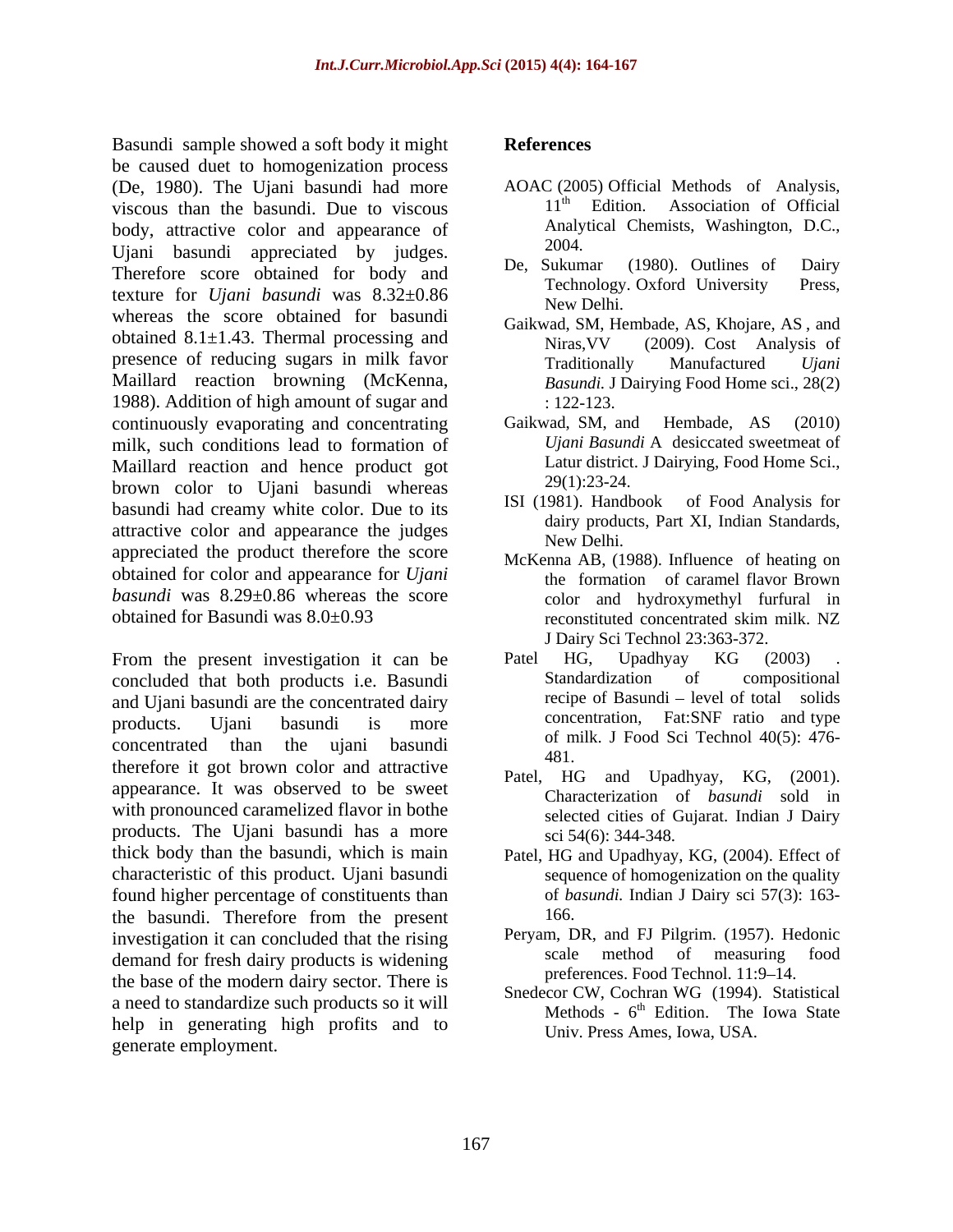Basundi sample showed a soft body it might be caused duet to homogenization process (De, 1980). The Ujani basundi had more viscous than the basundi. Due to viscous body, attractive color and appearance of Ujani basundi appreciated by judges. Therefore score obtained for body and texture for *Ujani basundi* was 8.32±0.86 whereas the score obtained for basundi obtained 8.1±1.43. Thermal processing and presence of reducing sugars in milk favor Maillard reaction browning (McKenna, 1988). Addition of high amount of sugar and continuously evaporating and concentrating milk, such conditions lead to formation of Maillard reaction and hence product got brown color to Ujani basundi whereas basundi had creamy white color. Due to its attractive color and appearance the judges appreciated the product therefore the score obtained for color and appearance for *Ujani basundi* was 8.29±0.86 whereas the score obtained for Basundi was 8.0±0.93

From the present investigation it can be concluded that both products i.e. Basundi and Ujani basundi are the concentrated dairy products. Ujani basundi is more concentrated than the ujani basundi therefore it got brown color and attractive appearance. It was observed to be sweet with pronounced caramelized flavor in bothe products. The Ujani basundi has a more thick body than the basundi, which is main characteristic of this product. Ujani basundi found higher percentage of constituents than the basundi. Therefore from the present investigation it can concluded that the rising demand for fresh dairy products is widening the base of the modern dairy sector. There is a need to standardize such products so it will help in generating high profits and to generate employment.

## References

AOAC (2005) Official Methods of Analysis, 11th Edition. Association of Official Analytical Chemists, Washington, D.C., 2004.

De, Sukumar (1980). Outlines of Dairy Technology. Oxford University Press, New Delhi.

Gaikwad, SM, Hembade, AS, Khojare, AS , and Niras,VV (2009). Cost Analysis of Traditionally Manufactured *Ujani Basundi.* J Dairying Food Home sci., 28(2) : 122-123.

Gaikwad, SM, and Hembade, AS (2010) *Ujani Basundi* A desiccated sweetmeat of Latur district. J Dairying, Food Home Sci., 29(1):23-24.

ISI (1981). Handbook of Food Analysis for dairy products, Part XI, Indian Standards, New Delhi.

McKenna AB, (1988). Influence of heating on the formation of caramel flavor Brown color and hydroxymethyl furfural in reconstituted concentrated skim milk. NZ J Dairy Sci Technol 23:363-372.

Patel HG, Upadhyay KG (2003) . Standardization of compositional recipe of Basundi – level of total solids concentration, Fat:SNF ratio and type of milk. J Food Sci Technol 40(5): 476-481.

Patel, HG and Upadhyay, KG, (2001). Characterization of *basundi* sold in selected cities of Gujarat. Indian J Dairy sci 54(6): 344-348.

Patel, HG and Upadhyay, KG, (2004). Effect of sequence of homogenization on the quality of *basundi.* Indian J Dairy sci 57(3): 163-166.

Peryam, DR, and FJ Pilgrim. (1957). Hedonic scale method of measuring food preferences. Food Technol. 11:9–14.

Snedecor CW, Cochran WG (1994). Statistical Methods - 6th Edition. The Iowa State Univ. Press Ames, Iowa, USA.